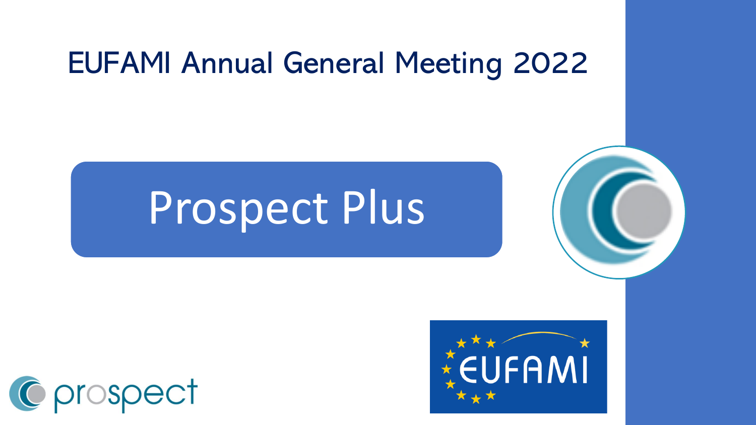# EUFAMI Annual General Meeting 2022

## Prospect Plus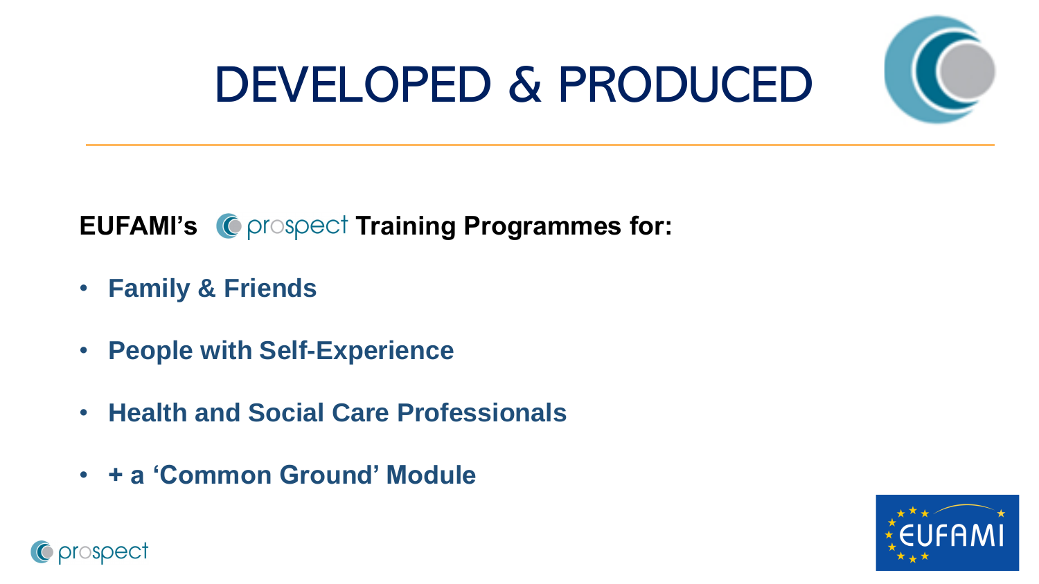# DEVELOPED & PRODUCED

**EUFAMI's prospect Training Programmes for:**

- **Family & Friends**
- **People with Self-Experience**
- **Health and Social Care Professionals**
- **+ a 'Common Ground' Module**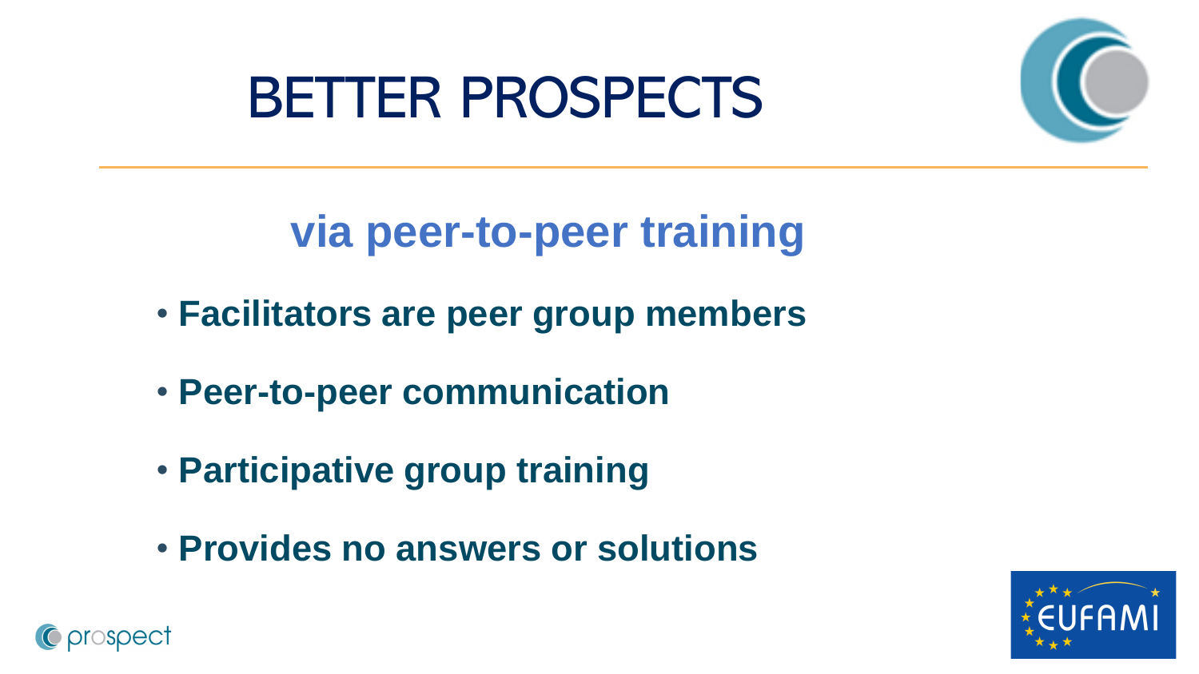# BETTER PROSPECTS

## via peer-to-peer training

- **Facilitators are peer group members**
- **Peer-to-peer communication**
- **Participative group training**
- **Provides no answers or solutions**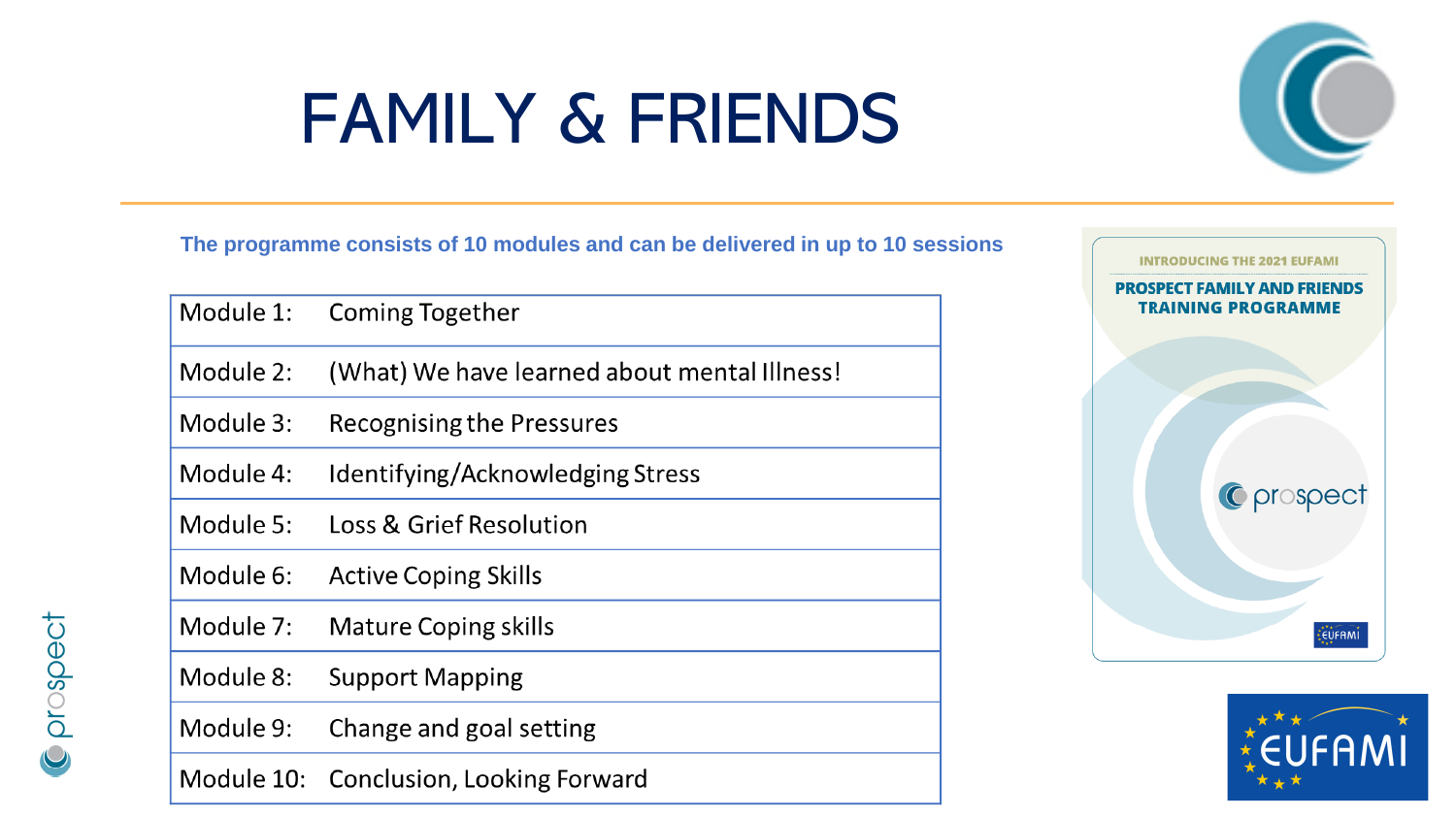# FAMILY & FRIENDS

**The programme consists of 10 modules and can be delivered in up to 10 sessions**

| | |
|---|---|
| Module 1: | Coming Together |
| Module 2: | (What) We have learned about mental Illness! |
| Module 3: | Recognising the Pressures |
| Module 4: | Identifying/Acknowledging Stress |
| Module 5: | Loss & Grief Resolution |
| Module 6: | Active Coping Skills |
| Module 7: | Mature Coping skills |
| Module 8: | Support Mapping |
| Module 9: | Change and goal setting |
| Module 10: | Conclusion, Looking Forward |

INTRODUCING THE 2021 EUFAMI

**PROSPECT FAMILY AND FRIENDS TRAINING PROGRAMME**

prospect

EUFAMI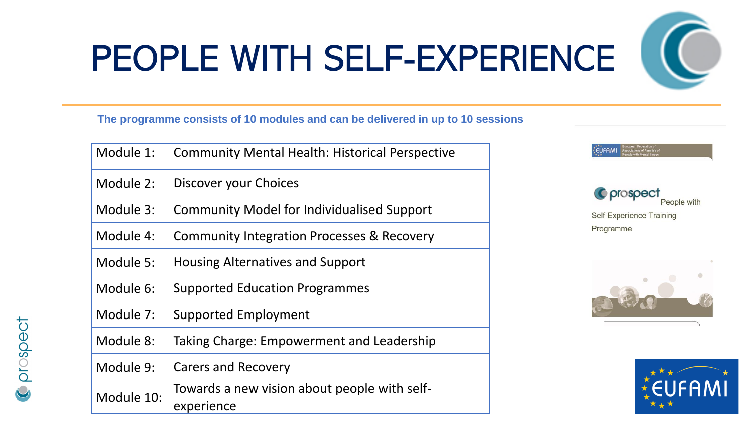# PEOPLE WITH SELF-EXPERIENCE

**The programme consists of 10 modules and can be delivered in up to 10 sessions**

| Module | Title |
|---|---|
| Module 1: | Community Mental Health: Historical Perspective |
| Module 2: | Discover your Choices |
| Module 3: | Community Model for Individualised Support |
| Module 4: | Community Integration Processes & Recovery |
| Module 5: | Housing Alternatives and Support |
| Module 6: | Supported Education Programmes |
| Module 7: | Supported Employment |
| Module 8: | Taking Charge: Empowerment and Leadership |
| Module 9: | Carers and Recovery |
| Module 10: | Towards a new vision about people with self-experience |

prospect People with Self-Experience Training Programme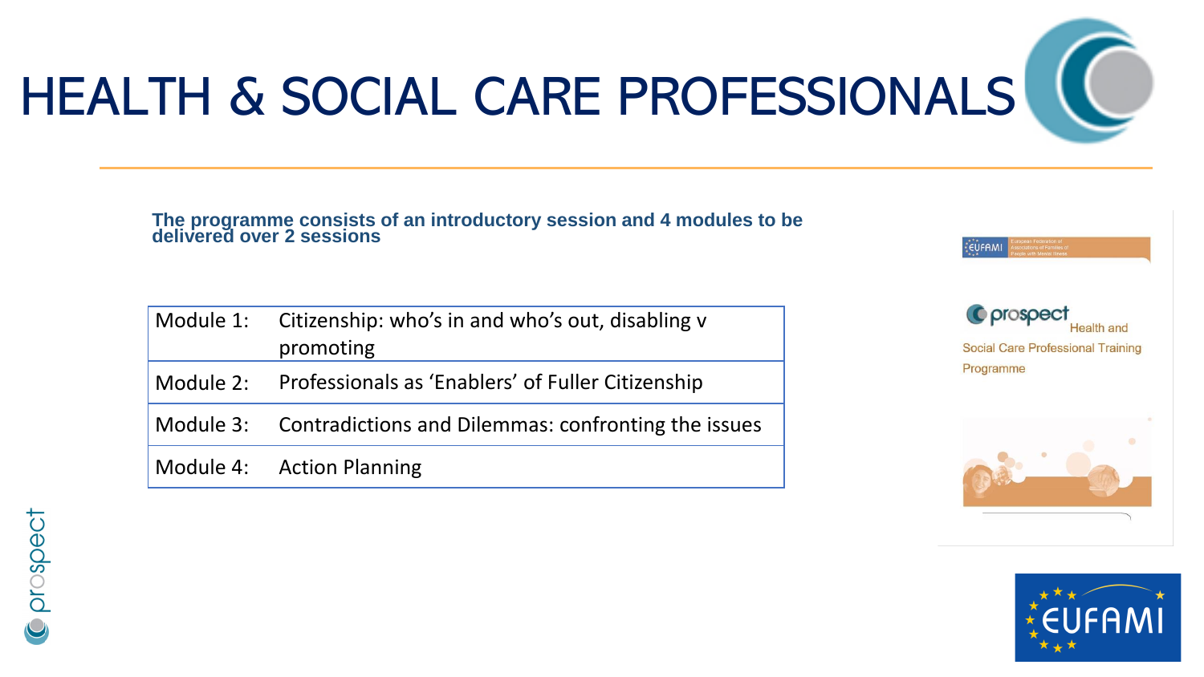# HEALTH & SOCIAL CARE PROFESSIONALS

**The programme consists of an introductory session and 4 modules to be delivered over 2 sessions**

| | |
|---|---|
| Module 1: | Citizenship: who's in and who's out, disabling v promoting |
| Module 2: | Professionals as 'Enablers' of Fuller Citizenship |
| Module 3: | Contradictions and Dilemmas: confronting the issues |
| Module 4: | Action Planning |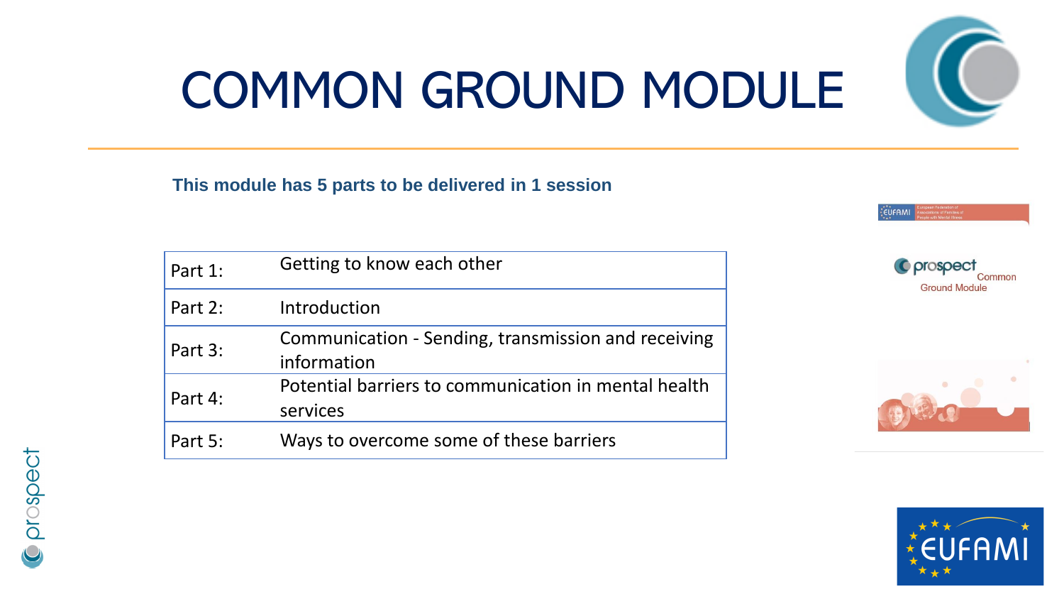# COMMON GROUND MODULE

**This module has 5 parts to be delivered in 1 session**

| | |
|---|---|
| Part 1: | Getting to know each other |
| Part 2: | Introduction |
| Part 3: | Communication - Sending, transmission and receiving information |
| Part 4: | Potential barriers to communication in mental health services |
| Part 5: | Ways to overcome some of these barriers |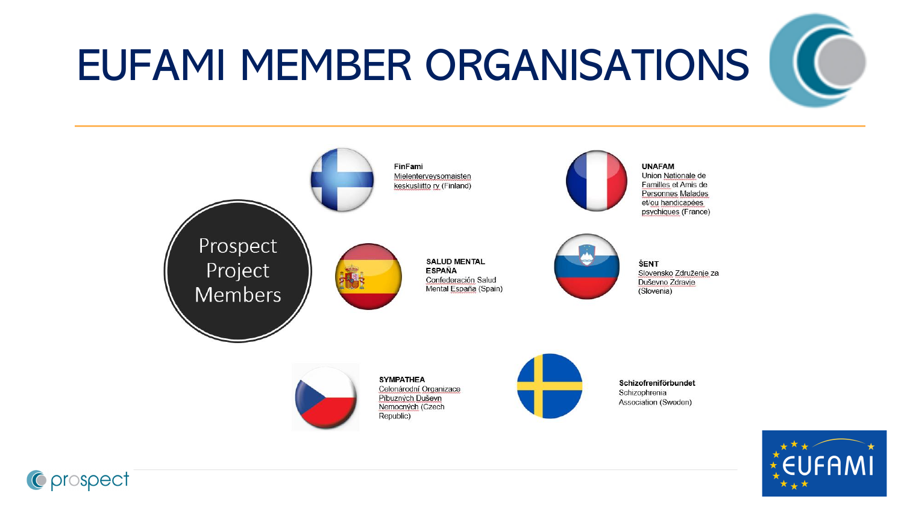# EUFAMI MEMBER ORGANISATIONS

Prospect Project Members

**FinFami**
Mielenterveysomaisten keskusliitto ry (Finland)

**UNAFAM**
Union Nationale de Familles et Amis de Personnes Malades et/ou handicapées psychiques (France)

**SALUD MENTAL ESPAÑA**
Confederación Salud Mental España (Spain)

**ŠENT**
Slovensko Združenje za Duševno Zdravje (Slovenia)

**SYMPATHEA**
Celonárodní Organizace Pibuzných Duševn Nemocných (Czech Republic)

**Schizofreniförbundet**
Schizophrenia Association (Sweden)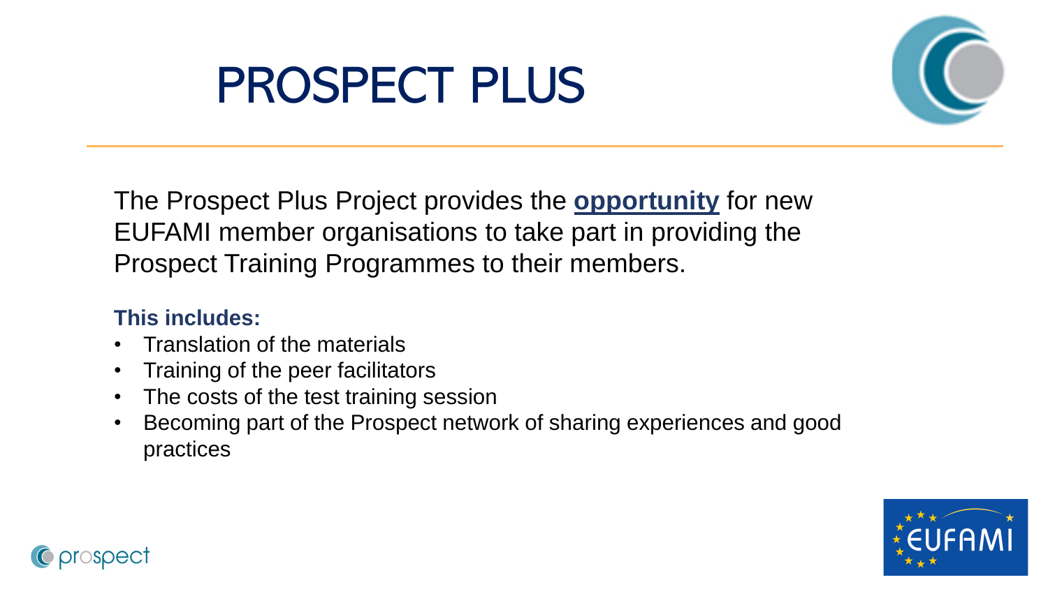# PROSPECT PLUS

The Prospect Plus Project provides the **opportunity** for new EUFAMI member organisations to take part in providing the Prospect Training Programmes to their members.

**This includes:**

- Translation of the materials
- Training of the peer facilitators
- The costs of the test training session
- Becoming part of the Prospect network of sharing experiences and good practices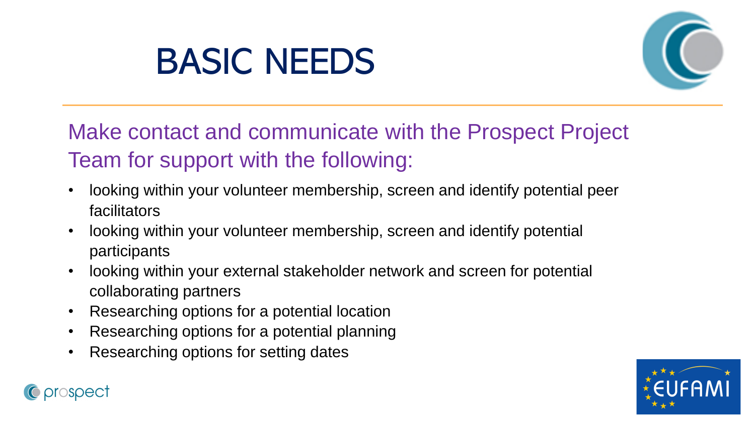# BASIC NEEDS

Make contact and communicate with the Prospect Project Team for support with the following:

- looking within your volunteer membership, screen and identify potential peer facilitators
- looking within your volunteer membership, screen and identify potential participants
- looking within your external stakeholder network and screen for potential collaborating partners
- Researching options for a potential location
- Researching options for a potential planning
- Researching options for setting dates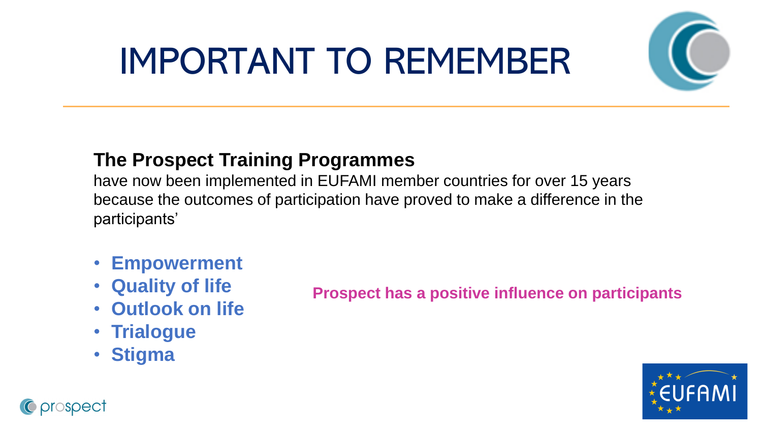# IMPORTANT TO REMEMBER

**The Prospect Training Programmes**
have now been implemented in EUFAMI member countries for over 15 years because the outcomes of participation have proved to make a difference in the participants'

- **Empowerment**
- **Quality of life**
- **Outlook on life**
- **Trialogue**
- **Stigma**

**Prospect has a positive influence on participants**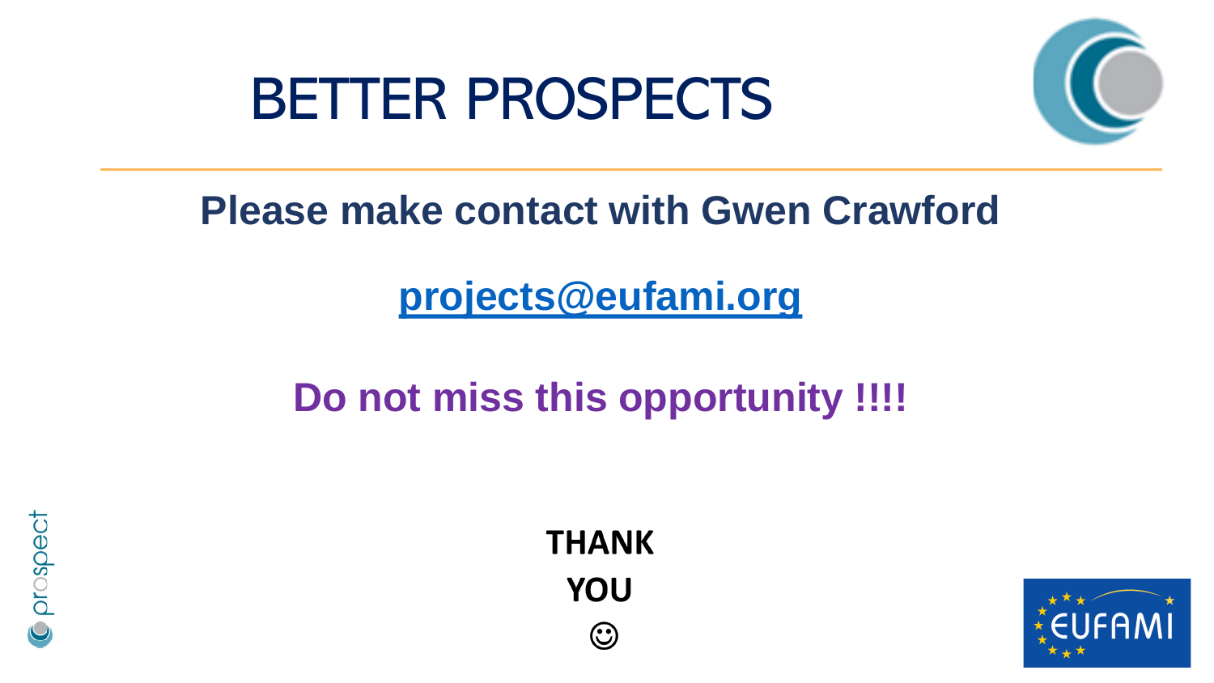# BETTER PROSPECTS

**Please make contact with Gwen Crawford**

**projects@eufami.org**

**Do not miss this opportunity !!!!**

**THANK YOU** ☺